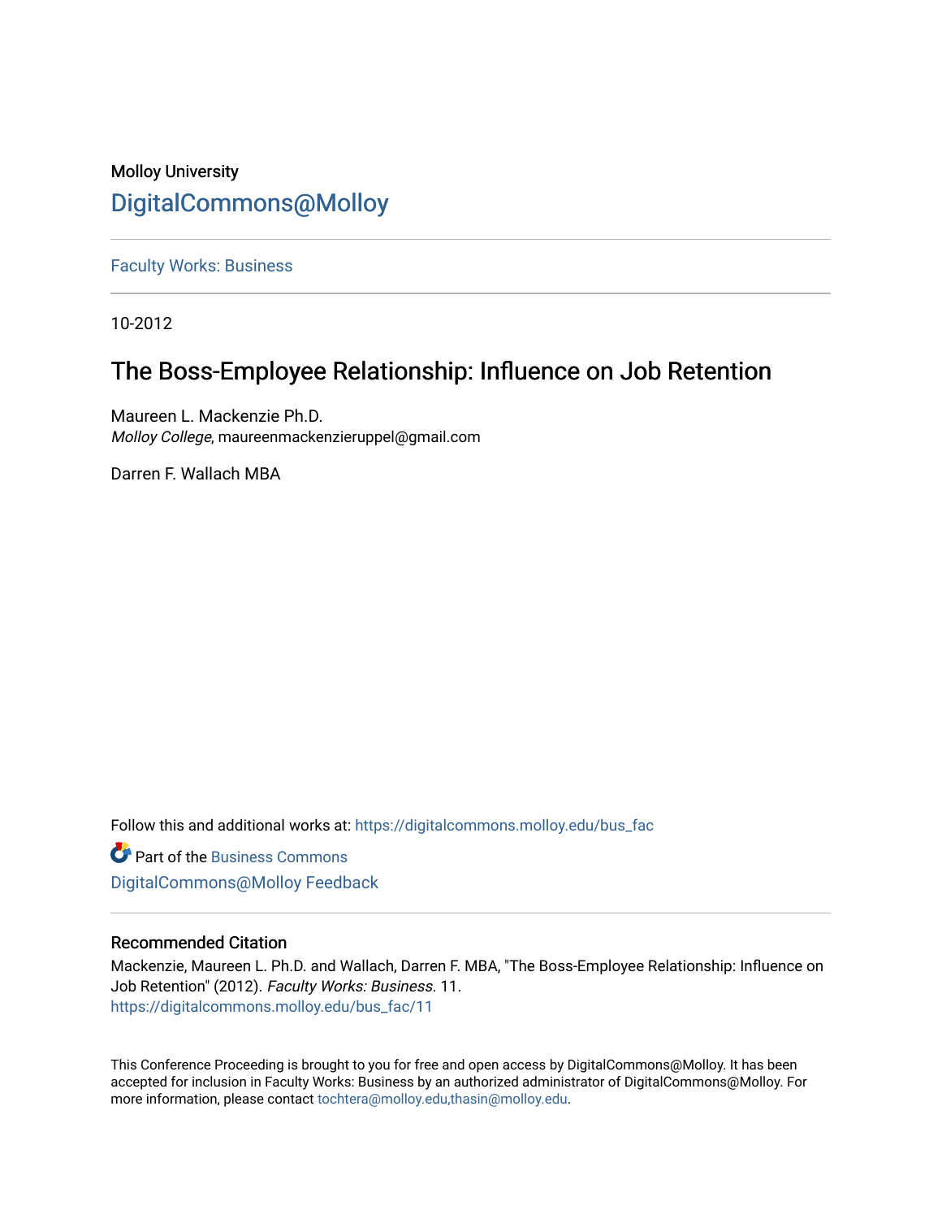Molloy University

DigitalCommons@Molloy

---

Faculty Works: Business

---

10-2012

# The Boss-Employee Relationship: Influence on Job Retention

Maureen L. Mackenzie Ph.D.
*Molloy College*, maureenmackenzieruppel@gmail.com

Darren F. Wallach MBA

Follow this and additional works at: https://digitalcommons.molloy.edu/bus_fac

Part of the Business Commons

DigitalCommons@Molloy Feedback

---

## Recommended Citation

Mackenzie, Maureen L. Ph.D. and Wallach, Darren F. MBA, "The Boss-Employee Relationship: Influence on Job Retention" (2012). *Faculty Works: Business*. 11.
https://digitalcommons.molloy.edu/bus_fac/11

---

This Conference Proceeding is brought to you for free and open access by DigitalCommons@Molloy. It has been accepted for inclusion in Faculty Works: Business by an authorized administrator of DigitalCommons@Molloy. For more information, please contact tochtera@molloy.edu,thasin@molloy.edu.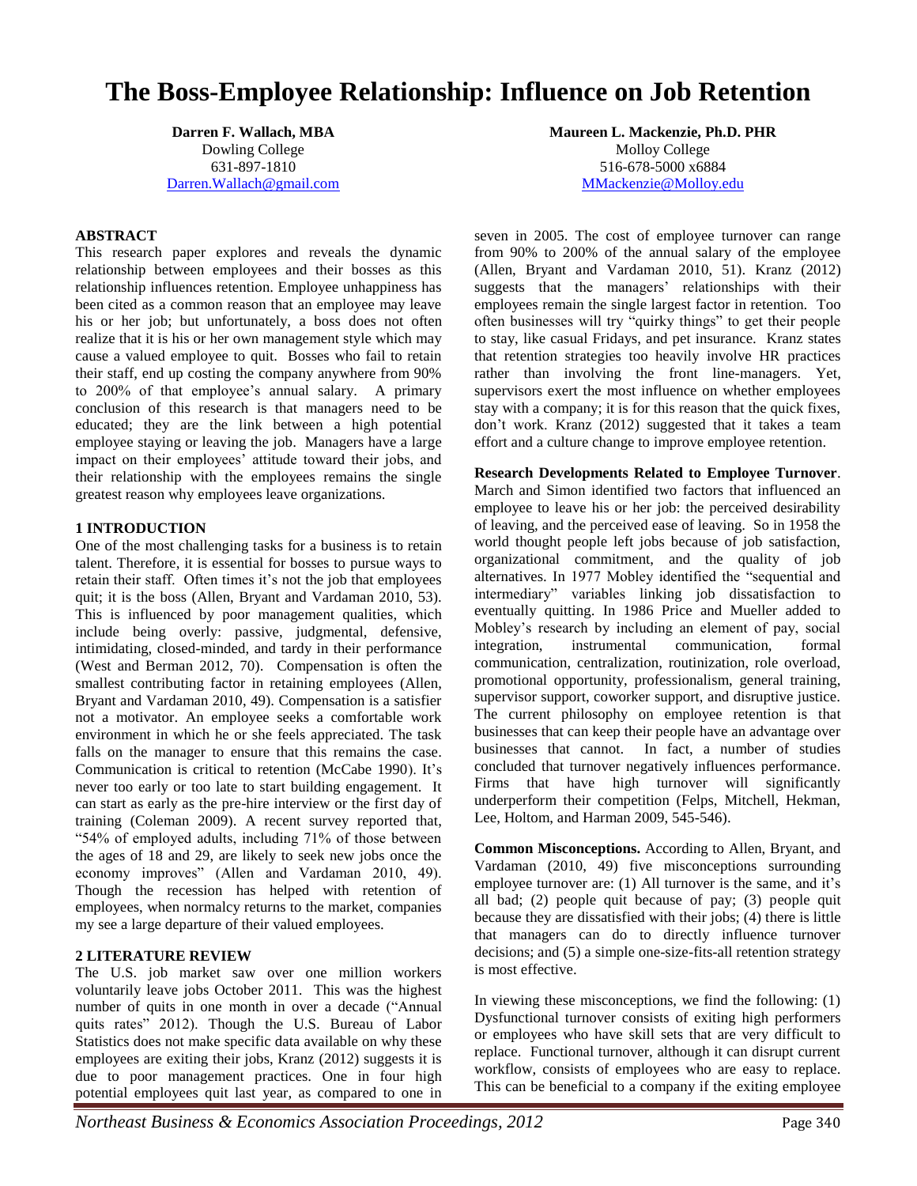# The Boss-Employee Relationship: Influence on Job Retention

**Darren F. Wallach, MBA**
Dowling College
631-897-1810
Darren.Wallach@gmail.com

**Maureen L. Mackenzie, Ph.D. PHR**
Molloy College
516-678-5000 x6884
MMackenzie@Molloy.edu

## ABSTRACT

This research paper explores and reveals the dynamic relationship between employees and their bosses as this relationship influences retention. Employee unhappiness has been cited as a common reason that an employee may leave his or her job; but unfortunately, a boss does not often realize that it is his or her own management style which may cause a valued employee to quit. Bosses who fail to retain their staff, end up costing the company anywhere from 90% to 200% of that employee's annual salary. A primary conclusion of this research is that managers need to be educated; they are the link between a high potential employee staying or leaving the job. Managers have a large impact on their employees' attitude toward their jobs, and their relationship with the employees remains the single greatest reason why employees leave organizations.

## 1 INTRODUCTION

One of the most challenging tasks for a business is to retain talent. Therefore, it is essential for bosses to pursue ways to retain their staff. Often times it's not the job that employees quit; it is the boss (Allen, Bryant and Vardaman 2010, 53). This is influenced by poor management qualities, which include being overly: passive, judgmental, defensive, intimidating, closed-minded, and tardy in their performance (West and Berman 2012, 70). Compensation is often the smallest contributing factor in retaining employees (Allen, Bryant and Vardaman 2010, 49). Compensation is a satisfier not a motivator. An employee seeks a comfortable work environment in which he or she feels appreciated. The task falls on the manager to ensure that this remains the case. Communication is critical to retention (McCabe 1990). It's never too early or too late to start building engagement. It can start as early as the pre-hire interview or the first day of training (Coleman 2009). A recent survey reported that, "54% of employed adults, including 71% of those between the ages of 18 and 29, are likely to seek new jobs once the economy improves" (Allen and Vardaman 2010, 49). Though the recession has helped with retention of employees, when normalcy returns to the market, companies my see a large departure of their valued employees.

## 2 LITERATURE REVIEW

The U.S. job market saw over one million workers voluntarily leave jobs October 2011. This was the highest number of quits in one month in over a decade ("Annual quits rates" 2012). Though the U.S. Bureau of Labor Statistics does not make specific data available on why these employees are exiting their jobs, Kranz (2012) suggests it is due to poor management practices. One in four high potential employees quit last year, as compared to one in seven in 2005. The cost of employee turnover can range from 90% to 200% of the annual salary of the employee (Allen, Bryant and Vardaman 2010, 51). Kranz (2012) suggests that the managers' relationships with their employees remain the single largest factor in retention. Too often businesses will try "quirky things" to get their people to stay, like casual Fridays, and pet insurance. Kranz states that retention strategies too heavily involve HR practices rather than involving the front line-managers. Yet, supervisors exert the most influence on whether employees stay with a company; it is for this reason that the quick fixes, don't work. Kranz (2012) suggested that it takes a team effort and a culture change to improve employee retention.

**Research Developments Related to Employee Turnover**. March and Simon identified two factors that influenced an employee to leave his or her job: the perceived desirability of leaving, and the perceived ease of leaving. So in 1958 the world thought people left jobs because of job satisfaction, organizational commitment, and the quality of job alternatives. In 1977 Mobley identified the "sequential and intermediary" variables linking job dissatisfaction to eventually quitting. In 1986 Price and Mueller added to Mobley's research by including an element of pay, social integration, instrumental communication, formal communication, centralization, routinization, role overload, promotional opportunity, professionalism, general training, supervisor support, coworker support, and disruptive justice. The current philosophy on employee retention is that businesses that can keep their people have an advantage over businesses that cannot. In fact, a number of studies concluded that turnover negatively influences performance. Firms that have high turnover will significantly underperform their competition (Felps, Mitchell, Hekman, Lee, Holtom, and Harman 2009, 545-546).

**Common Misconceptions.** According to Allen, Bryant, and Vardaman (2010, 49) five misconceptions surrounding employee turnover are: (1) All turnover is the same, and it's all bad; (2) people quit because of pay; (3) people quit because they are dissatisfied with their jobs; (4) there is little that managers can do to directly influence turnover decisions; and (5) a simple one-size-fits-all retention strategy is most effective.

In viewing these misconceptions, we find the following: (1) Dysfunctional turnover consists of exiting high performers or employees who have skill sets that are very difficult to replace. Functional turnover, although it can disrupt current workflow, consists of employees who are easy to replace. This can be beneficial to a company if the exiting employee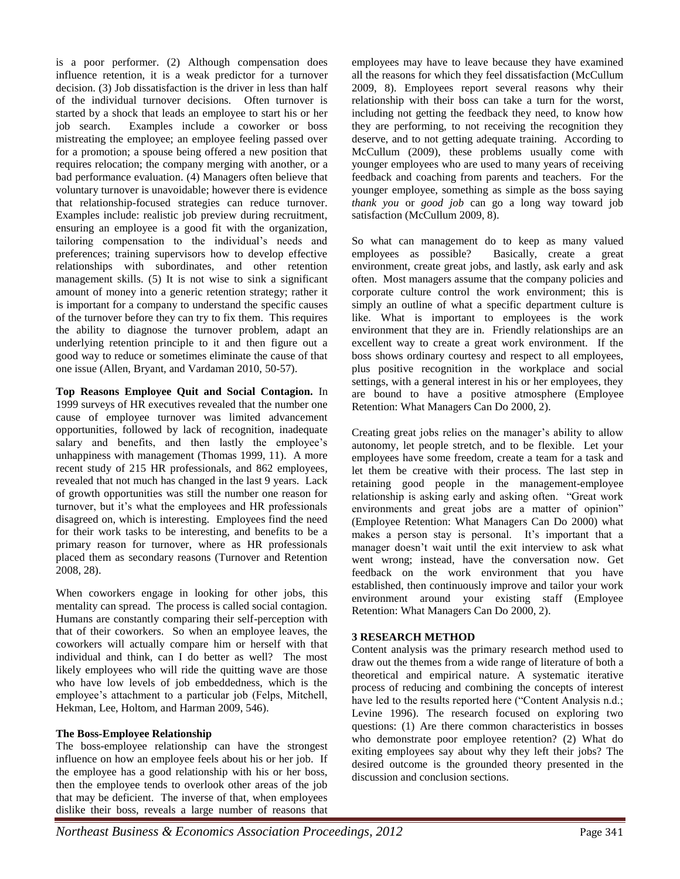is a poor performer. (2) Although compensation does influence retention, it is a weak predictor for a turnover decision. (3) Job dissatisfaction is the driver in less than half of the individual turnover decisions. Often turnover is started by a shock that leads an employee to start his or her job search. Examples include a coworker or boss mistreating the employee; an employee feeling passed over for a promotion; a spouse being offered a new position that requires relocation; the company merging with another, or a bad performance evaluation. (4) Managers often believe that voluntary turnover is unavoidable; however there is evidence that relationship-focused strategies can reduce turnover. Examples include: realistic job preview during recruitment, ensuring an employee is a good fit with the organization, tailoring compensation to the individual's needs and preferences; training supervisors how to develop effective relationships with subordinates, and other retention management skills. (5) It is not wise to sink a significant amount of money into a generic retention strategy; rather it is important for a company to understand the specific causes of the turnover before they can try to fix them. This requires the ability to diagnose the turnover problem, adapt an underlying retention principle to it and then figure out a good way to reduce or sometimes eliminate the cause of that one issue (Allen, Bryant, and Vardaman 2010, 50-57).

**Top Reasons Employee Quit and Social Contagion.** In 1999 surveys of HR executives revealed that the number one cause of employee turnover was limited advancement opportunities, followed by lack of recognition, inadequate salary and benefits, and then lastly the employee's unhappiness with management (Thomas 1999, 11). A more recent study of 215 HR professionals, and 862 employees, revealed that not much has changed in the last 9 years. Lack of growth opportunities was still the number one reason for turnover, but it's what the employees and HR professionals disagreed on, which is interesting. Employees find the need for their work tasks to be interesting, and benefits to be a primary reason for turnover, where as HR professionals placed them as secondary reasons (Turnover and Retention 2008, 28).

When coworkers engage in looking for other jobs, this mentality can spread. The process is called social contagion. Humans are constantly comparing their self-perception with that of their coworkers. So when an employee leaves, the coworkers will actually compare him or herself with that individual and think, can I do better as well? The most likely employees who will ride the quitting wave are those who have low levels of job embeddedness, which is the employee's attachment to a particular job (Felps, Mitchell, Hekman, Lee, Holtom, and Harman 2009, 546).

**The Boss-Employee Relationship**

The boss-employee relationship can have the strongest influence on how an employee feels about his or her job. If the employee has a good relationship with his or her boss, then the employee tends to overlook other areas of the job that may be deficient. The inverse of that, when employees dislike their boss, reveals a large number of reasons that employees may have to leave because they have examined all the reasons for which they feel dissatisfaction (McCullum 2009, 8). Employees report several reasons why their relationship with their boss can take a turn for the worst, including not getting the feedback they need, to know how they are performing, to not receiving the recognition they deserve, and to not getting adequate training. According to McCullum (2009), these problems usually come with younger employees who are used to many years of receiving feedback and coaching from parents and teachers. For the younger employee, something as simple as the boss saying *thank you* or *good job* can go a long way toward job satisfaction (McCullum 2009, 8).

So what can management do to keep as many valued employees as possible? Basically, create a great environment, create great jobs, and lastly, ask early and ask often. Most managers assume that the company policies and corporate culture control the work environment; this is simply an outline of what a specific department culture is like. What is important to employees is the work environment that they are in. Friendly relationships are an excellent way to create a great work environment. If the boss shows ordinary courtesy and respect to all employees, plus positive recognition in the workplace and social settings, with a general interest in his or her employees, they are bound to have a positive atmosphere (Employee Retention: What Managers Can Do 2000, 2).

Creating great jobs relies on the manager's ability to allow autonomy, let people stretch, and to be flexible. Let your employees have some freedom, create a team for a task and let them be creative with their process. The last step in retaining good people in the management-employee relationship is asking early and asking often. "Great work environments and great jobs are a matter of opinion" (Employee Retention: What Managers Can Do 2000) what makes a person stay is personal. It's important that a manager doesn't wait until the exit interview to ask what went wrong; instead, have the conversation now. Get feedback on the work environment that you have established, then continuously improve and tailor your work environment around your existing staff (Employee Retention: What Managers Can Do 2000, 2).

## 3 RESEARCH METHOD

Content analysis was the primary research method used to draw out the themes from a wide range of literature of both a theoretical and empirical nature. A systematic iterative process of reducing and combining the concepts of interest have led to the results reported here ("Content Analysis n.d.; Levine 1996). The research focused on exploring two questions: (1) Are there common characteristics in bosses who demonstrate poor employee retention? (2) What do exiting employees say about why they left their jobs? The desired outcome is the grounded theory presented in the discussion and conclusion sections.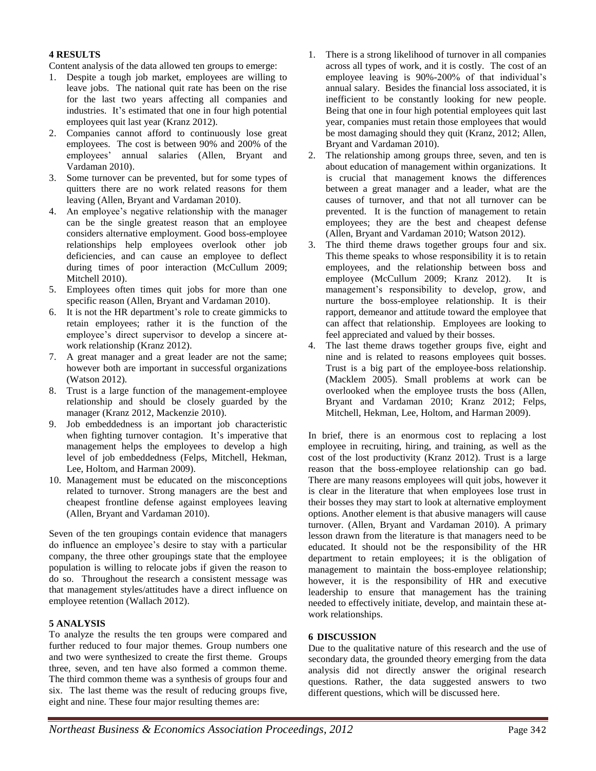## 4 RESULTS

Content analysis of the data allowed ten groups to emerge:

1. Despite a tough job market, employees are willing to leave jobs. The national quit rate has been on the rise for the last two years affecting all companies and industries. It's estimated that one in four high potential employees quit last year (Kranz 2012).
2. Companies cannot afford to continuously lose great employees. The cost is between 90% and 200% of the employees' annual salaries (Allen, Bryant and Vardaman 2010).
3. Some turnover can be prevented, but for some types of quitters there are no work related reasons for them leaving (Allen, Bryant and Vardaman 2010).
4. An employee's negative relationship with the manager can be the single greatest reason that an employee considers alternative employment. Good boss-employee relationships help employees overlook other job deficiencies, and can cause an employee to deflect during times of poor interaction (McCullum 2009; Mitchell 2010).
5. Employees often times quit jobs for more than one specific reason (Allen, Bryant and Vardaman 2010).
6. It is not the HR department's role to create gimmicks to retain employees; rather it is the function of the employee's direct supervisor to develop a sincere at-work relationship (Kranz 2012).
7. A great manager and a great leader are not the same; however both are important in successful organizations (Watson 2012).
8. Trust is a large function of the management-employee relationship and should be closely guarded by the manager (Kranz 2012, Mackenzie 2010).
9. Job embeddedness is an important job characteristic when fighting turnover contagion. It's imperative that management helps the employees to develop a high level of job embeddedness (Felps, Mitchell, Hekman, Lee, Holtom, and Harman 2009).
10. Management must be educated on the misconceptions related to turnover. Strong managers are the best and cheapest frontline defense against employees leaving (Allen, Bryant and Vardaman 2010).

Seven of the ten groupings contain evidence that managers do influence an employee's desire to stay with a particular company, the three other groupings state that the employee population is willing to relocate jobs if given the reason to do so. Throughout the research a consistent message was that management styles/attitudes have a direct influence on employee retention (Wallach 2012).

## 5 ANALYSIS

To analyze the results the ten groups were compared and further reduced to four major themes. Group numbers one and two were synthesized to create the first theme. Groups three, seven, and ten have also formed a common theme. The third common theme was a synthesis of groups four and six. The last theme was the result of reducing groups five, eight and nine. These four major resulting themes are:

1. There is a strong likelihood of turnover in all companies across all types of work, and it is costly. The cost of an employee leaving is 90%-200% of that individual's annual salary. Besides the financial loss associated, it is inefficient to be constantly looking for new people. Being that one in four high potential employees quit last year, companies must retain those employees that would be most damaging should they quit (Kranz, 2012; Allen, Bryant and Vardaman 2010).
2. The relationship among groups three, seven, and ten is about education of management within organizations. It is crucial that management knows the differences between a great manager and a leader, what are the causes of turnover, and that not all turnover can be prevented. It is the function of management to retain employees; they are the best and cheapest defense (Allen, Bryant and Vardaman 2010; Watson 2012).
3. The third theme draws together groups four and six. This theme speaks to whose responsibility it is to retain employees, and the relationship between boss and employee (McCullum 2009; Kranz 2012). It is management's responsibility to develop, grow, and nurture the boss-employee relationship. It is their rapport, demeanor and attitude toward the employee that can affect that relationship. Employees are looking to feel appreciated and valued by their bosses.
4. The last theme draws together groups five, eight and nine and is related to reasons employees quit bosses. Trust is a big part of the employee-boss relationship. (Macklem 2005). Small problems at work can be overlooked when the employee trusts the boss (Allen, Bryant and Vardaman 2010; Kranz 2012; Felps, Mitchell, Hekman, Lee, Holtom, and Harman 2009).

In brief, there is an enormous cost to replacing a lost employee in recruiting, hiring, and training, as well as the cost of the lost productivity (Kranz 2012). Trust is a large reason that the boss-employee relationship can go bad. There are many reasons employees will quit jobs, however it is clear in the literature that when employees lose trust in their bosses they may start to look at alternative employment options. Another element is that abusive managers will cause turnover. (Allen, Bryant and Vardaman 2010). A primary lesson drawn from the literature is that managers need to be educated. It should not be the responsibility of the HR department to retain employees; it is the obligation of management to maintain the boss-employee relationship; however, it is the responsibility of HR and executive leadership to ensure that management has the training needed to effectively initiate, develop, and maintain these at-work relationships.

## 6 DISCUSSION

Due to the qualitative nature of this research and the use of secondary data, the grounded theory emerging from the data analysis did not directly answer the original research questions. Rather, the data suggested answers to two different questions, which will be discussed here.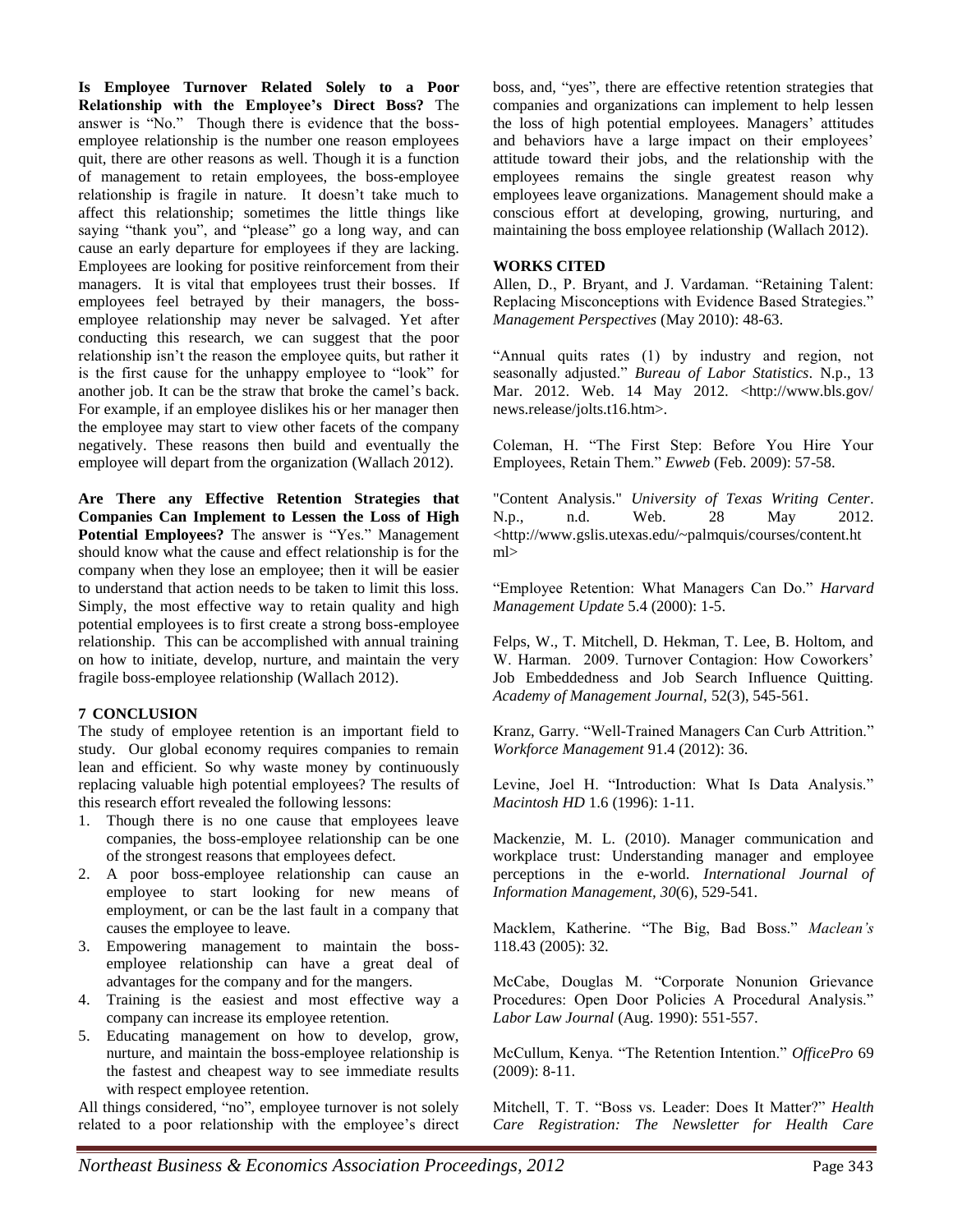**Is Employee Turnover Related Solely to a Poor Relationship with the Employee's Direct Boss?** The answer is "No." Though there is evidence that the boss-employee relationship is the number one reason employees quit, there are other reasons as well. Though it is a function of management to retain employees, the boss-employee relationship is fragile in nature. It doesn't take much to affect this relationship; sometimes the little things like saying "thank you", and "please" go a long way, and can cause an early departure for employees if they are lacking. Employees are looking for positive reinforcement from their managers. It is vital that employees trust their bosses. If employees feel betrayed by their managers, the boss-employee relationship may never be salvaged. Yet after conducting this research, we can suggest that the poor relationship isn't the reason the employee quits, but rather it is the first cause for the unhappy employee to "look" for another job. It can be the straw that broke the camel's back. For example, if an employee dislikes his or her manager then the employee may start to view other facets of the company negatively. These reasons then build and eventually the employee will depart from the organization (Wallach 2012).

**Are There any Effective Retention Strategies that Companies Can Implement to Lessen the Loss of High Potential Employees?** The answer is "Yes." Management should know what the cause and effect relationship is for the company when they lose an employee; then it will be easier to understand that action needs to be taken to limit this loss. Simply, the most effective way to retain quality and high potential employees is to first create a strong boss-employee relationship. This can be accomplished with annual training on how to initiate, develop, nurture, and maintain the very fragile boss-employee relationship (Wallach 2012).

## 7 CONCLUSION

The study of employee retention is an important field to study. Our global economy requires companies to remain lean and efficient. So why waste money by continuously replacing valuable high potential employees? The results of this research effort revealed the following lessons:

1. Though there is no one cause that employees leave companies, the boss-employee relationship can be one of the strongest reasons that employees defect.
2. A poor boss-employee relationship can cause an employee to start looking for new means of employment, or can be the last fault in a company that causes the employee to leave.
3. Empowering management to maintain the boss-employee relationship can have a great deal of advantages for the company and for the mangers.
4. Training is the easiest and most effective way a company can increase its employee retention.
5. Educating management on how to develop, grow, nurture, and maintain the boss-employee relationship is the fastest and cheapest way to see immediate results with respect employee retention.

All things considered, "no", employee turnover is not solely related to a poor relationship with the employee's direct boss, and, "yes", there are effective retention strategies that companies and organizations can implement to help lessen the loss of high potential employees. Managers' attitudes and behaviors have a large impact on their employees' attitude toward their jobs, and the relationship with the employees remains the single greatest reason why employees leave organizations. Management should make a conscious effort at developing, growing, nurturing, and maintaining the boss employee relationship (Wallach 2012).

## WORKS CITED

Allen, D., P. Bryant, and J. Vardaman. "Retaining Talent: Replacing Misconceptions with Evidence Based Strategies." *Management Perspectives* (May 2010): 48-63.

"Annual quits rates (1) by industry and region, not seasonally adjusted." *Bureau of Labor Statistics*. N.p., 13 Mar. 2012. Web. 14 May 2012. <http://www.bls.gov/news.release/jolts.t16.htm>.

Coleman, H. "The First Step: Before You Hire Your Employees, Retain Them." *Ewweb* (Feb. 2009): 57-58.

"Content Analysis." *University of Texas Writing Center*. N.p., n.d. Web. 28 May 2012. <http://www.gslis.utexas.edu/~palmquis/courses/content.html>

"Employee Retention: What Managers Can Do." *Harvard Management Update* 5.4 (2000): 1-5.

Felps, W., T. Mitchell, D. Hekman, T. Lee, B. Holtom, and W. Harman. 2009. Turnover Contagion: How Coworkers' Job Embeddedness and Job Search Influence Quitting. *Academy of Management Journal*, 52(3), 545-561.

Kranz, Garry. "Well-Trained Managers Can Curb Attrition." *Workforce Management* 91.4 (2012): 36.

Levine, Joel H. "Introduction: What Is Data Analysis." *Macintosh HD* 1.6 (1996): 1-11.

Mackenzie, M. L. (2010). Manager communication and workplace trust: Understanding manager and employee perceptions in the e-world. *International Journal of Information Management*, *30*(6), 529-541.

Macklem, Katherine. "The Big, Bad Boss." *Maclean's* 118.43 (2005): 32.

McCabe, Douglas M. "Corporate Nonunion Grievance Procedures: Open Door Policies A Procedural Analysis." *Labor Law Journal* (Aug. 1990): 551-557.

McCullum, Kenya. "The Retention Intention." *OfficePro* 69 (2009): 8-11.

Mitchell, T. T. "Boss vs. Leader: Does It Matter?" *Health Care Registration: The Newsletter for Health Care*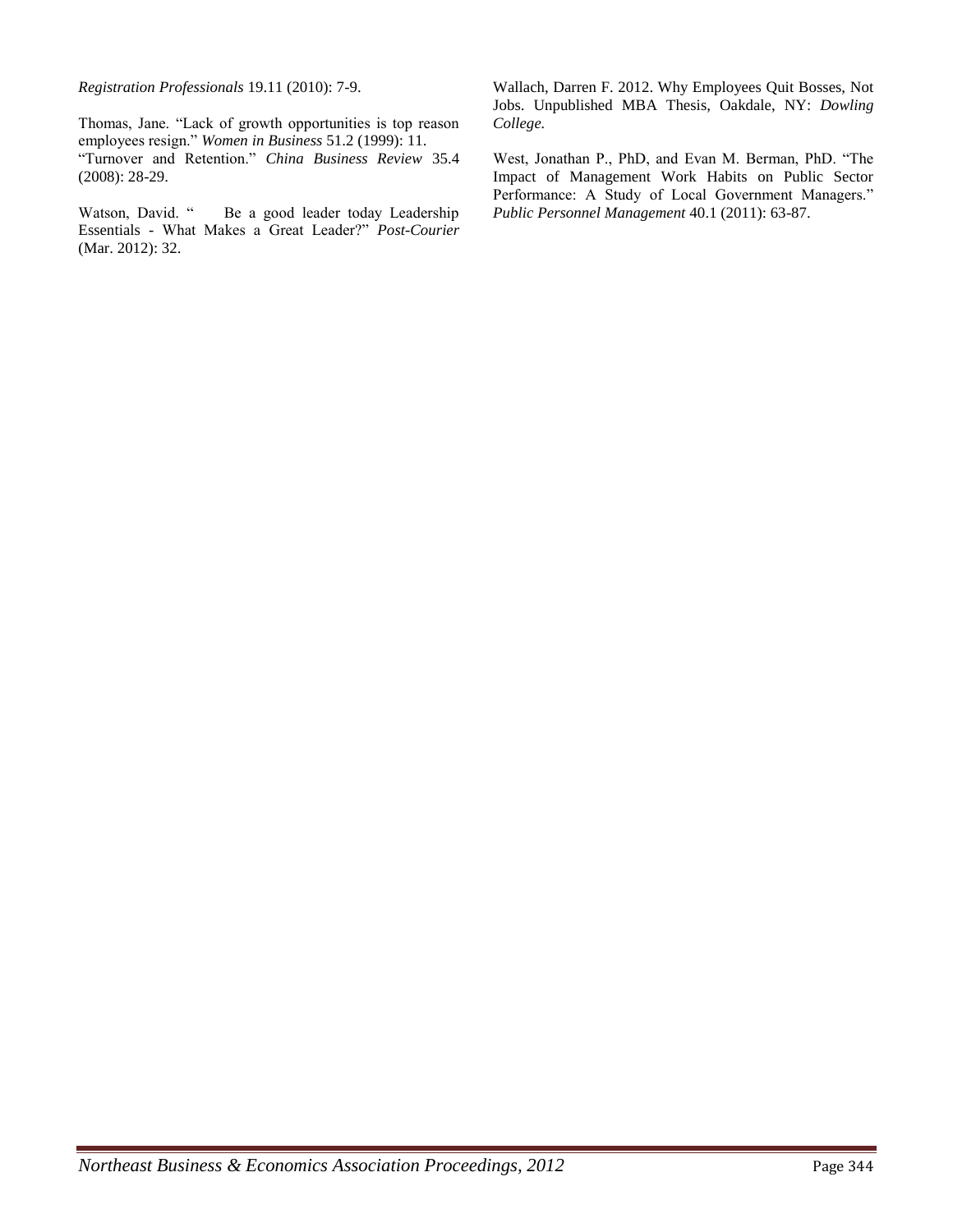*Registration Professionals* 19.11 (2010): 7-9.

Thomas, Jane. "Lack of growth opportunities is top reason employees resign." *Women in Business* 51.2 (1999): 11.
"Turnover and Retention." *China Business Review* 35.4 (2008): 28-29.

Watson, David. "   Be a good leader today Leadership Essentials - What Makes a Great Leader?" *Post-Courier* (Mar. 2012): 32.

Wallach, Darren F. 2012. Why Employees Quit Bosses, Not Jobs. Unpublished MBA Thesis, Oakdale, NY: *Dowling College.*

West, Jonathan P., PhD, and Evan M. Berman, PhD. "The Impact of Management Work Habits on Public Sector Performance: A Study of Local Government Managers." *Public Personnel Management* 40.1 (2011): 63-87.